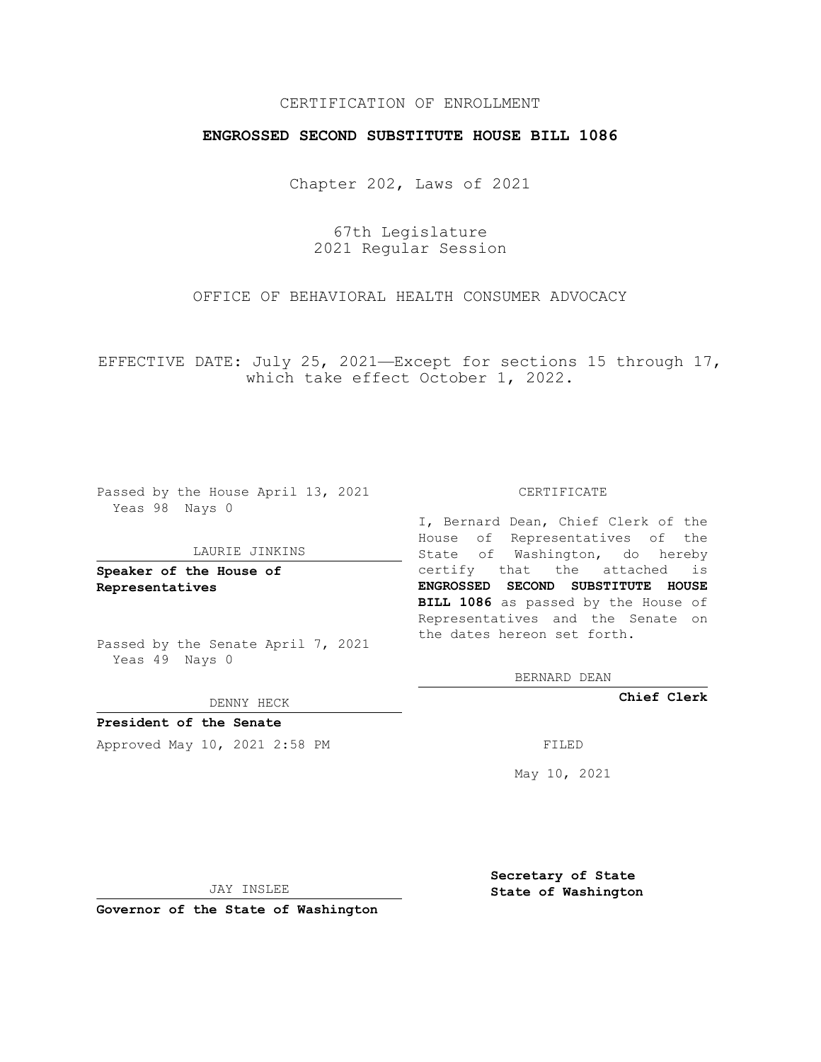CERTIFICATION OF ENROLLMENT

**ENGROSSED SECOND SUBSTITUTE HOUSE BILL 1086**

Chapter 202, Laws of 2021

67th Legislature
2021 Regular Session

OFFICE OF BEHAVIORAL HEALTH CONSUMER ADVOCACY

EFFECTIVE DATE: July 25, 2021—Except for sections 15 through 17, which take effect October 1, 2022.

Passed by the House April 13, 2021
Yeas 98 Nays 0

LAURIE JINKINS

**Speaker of the House of Representatives**

Passed by the Senate April 7, 2021
Yeas 49 Nays 0

DENNY HECK

**President of the Senate**

Approved May 10, 2021 2:58 PM

JAY INSLEE

**Governor of the State of Washington**

CERTIFICATE

I, Bernard Dean, Chief Clerk of the House of Representatives of the State of Washington, do hereby certify that the attached is **ENGROSSED SECOND SUBSTITUTE HOUSE BILL 1086** as passed by the House of Representatives and the Senate on the dates hereon set forth.

BERNARD DEAN

**Chief Clerk**

FILED

May 10, 2021

**Secretary of State**
**State of Washington**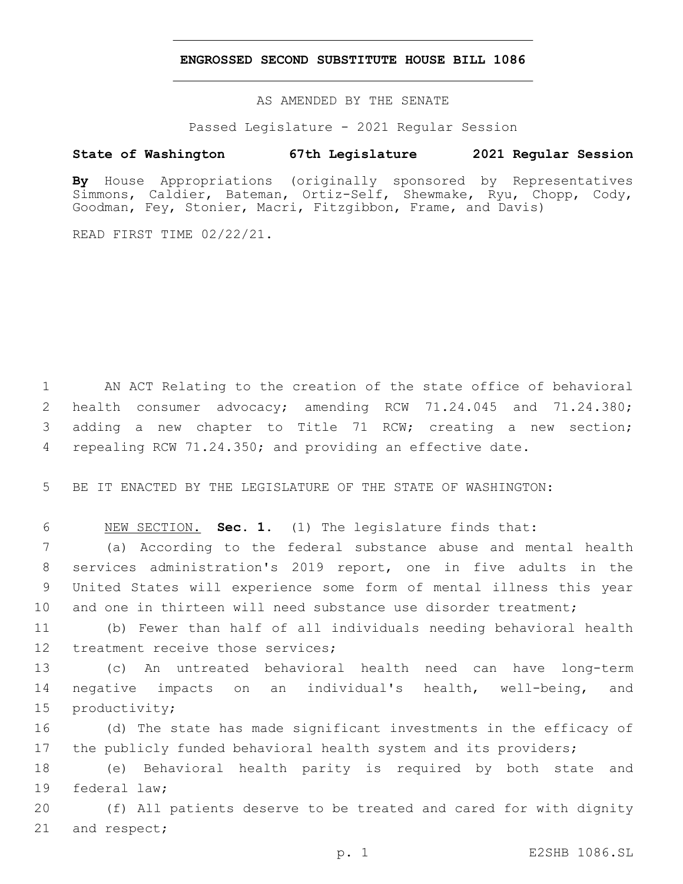# ENGROSSED SECOND SUBSTITUTE HOUSE BILL 1086

AS AMENDED BY THE SENATE

Passed Legislature - 2021 Regular Session

**State of Washington 67th Legislature 2021 Regular Session**

**By** House Appropriations (originally sponsored by Representatives Simmons, Caldier, Bateman, Ortiz-Self, Shewmake, Ryu, Chopp, Cody, Goodman, Fey, Stonier, Macri, Fitzgibbon, Frame, and Davis)

READ FIRST TIME 02/22/21.

AN ACT Relating to the creation of the state office of behavioral health consumer advocacy; amending RCW 71.24.045 and 71.24.380; adding a new chapter to Title 71 RCW; creating a new section; repealing RCW 71.24.350; and providing an effective date.

BE IT ENACTED BY THE LEGISLATURE OF THE STATE OF WASHINGTON:

NEW SECTION. **Sec. 1.** (1) The legislature finds that:

(a) According to the federal substance abuse and mental health services administration's 2019 report, one in five adults in the United States will experience some form of mental illness this year and one in thirteen will need substance use disorder treatment;

(b) Fewer than half of all individuals needing behavioral health treatment receive those services;

(c) An untreated behavioral health need can have long-term negative impacts on an individual's health, well-being, and productivity;

(d) The state has made significant investments in the efficacy of the publicly funded behavioral health system and its providers;

(e) Behavioral health parity is required by both state and federal law;

(f) All patients deserve to be treated and cared for with dignity and respect;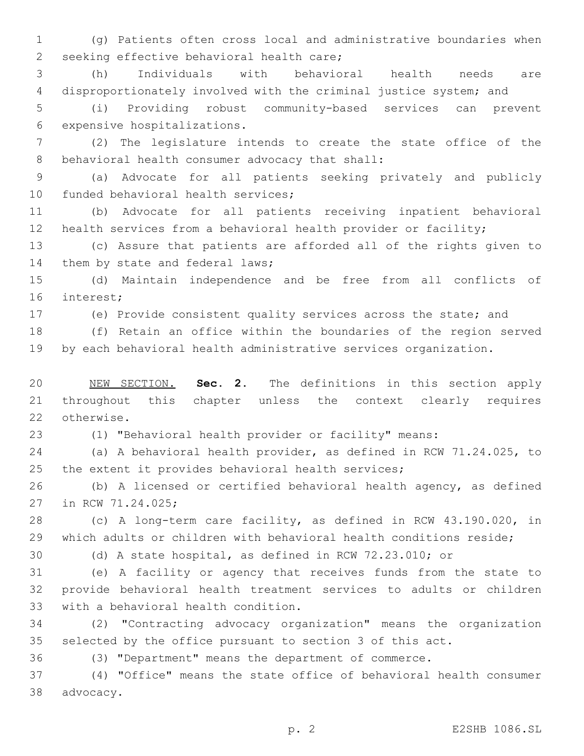(g) Patients often cross local and administrative boundaries when seeking effective behavioral health care;

(h) Individuals with behavioral health needs are disproportionately involved with the criminal justice system; and

(i) Providing robust community-based services can prevent expensive hospitalizations.

(2) The legislature intends to create the state office of the behavioral health consumer advocacy that shall:

(a) Advocate for all patients seeking privately and publicly funded behavioral health services;

(b) Advocate for all patients receiving inpatient behavioral health services from a behavioral health provider or facility;

(c) Assure that patients are afforded all of the rights given to them by state and federal laws;

(d) Maintain independence and be free from all conflicts of interest;

(e) Provide consistent quality services across the state; and

(f) Retain an office within the boundaries of the region served by each behavioral health administrative services organization.

NEW SECTION. **Sec. 2.** The definitions in this section apply throughout this chapter unless the context clearly requires otherwise.

(1) "Behavioral health provider or facility" means:

(a) A behavioral health provider, as defined in RCW 71.24.025, to the extent it provides behavioral health services;

(b) A licensed or certified behavioral health agency, as defined in RCW 71.24.025;

(c) A long-term care facility, as defined in RCW 43.190.020, in which adults or children with behavioral health conditions reside;

(d) A state hospital, as defined in RCW 72.23.010; or

(e) A facility or agency that receives funds from the state to provide behavioral health treatment services to adults or children with a behavioral health condition.

(2) "Contracting advocacy organization" means the organization selected by the office pursuant to section 3 of this act.

(3) "Department" means the department of commerce.

(4) "Office" means the state office of behavioral health consumer advocacy.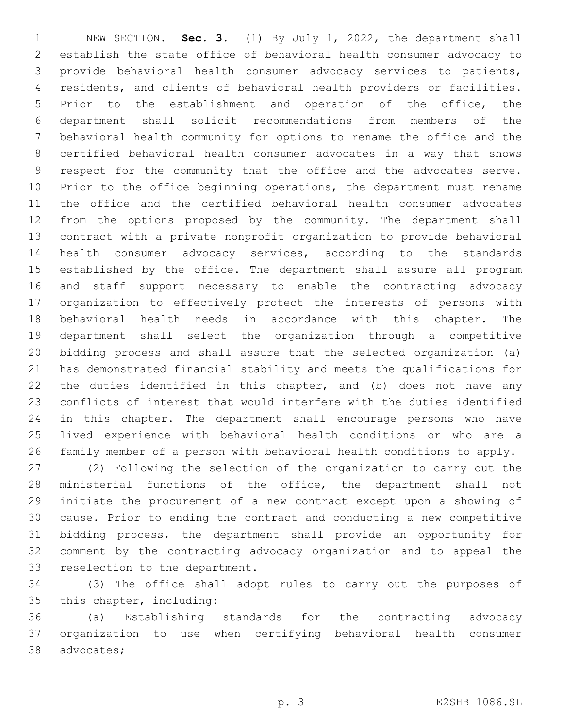NEW SECTION. **Sec. 3.** (1) By July 1, 2022, the department shall establish the state office of behavioral health consumer advocacy to provide behavioral health consumer advocacy services to patients, residents, and clients of behavioral health providers or facilities. Prior to the establishment and operation of the office, the department shall solicit recommendations from members of the behavioral health community for options to rename the office and the certified behavioral health consumer advocates in a way that shows respect for the community that the office and the advocates serve. Prior to the office beginning operations, the department must rename the office and the certified behavioral health consumer advocates from the options proposed by the community. The department shall contract with a private nonprofit organization to provide behavioral health consumer advocacy services, according to the standards established by the office. The department shall assure all program and staff support necessary to enable the contracting advocacy organization to effectively protect the interests of persons with behavioral health needs in accordance with this chapter. The department shall select the organization through a competitive bidding process and shall assure that the selected organization (a) has demonstrated financial stability and meets the qualifications for the duties identified in this chapter, and (b) does not have any conflicts of interest that would interfere with the duties identified in this chapter. The department shall encourage persons who have lived experience with behavioral health conditions or who are a family member of a person with behavioral health conditions to apply.

(2) Following the selection of the organization to carry out the ministerial functions of the office, the department shall not initiate the procurement of a new contract except upon a showing of cause. Prior to ending the contract and conducting a new competitive bidding process, the department shall provide an opportunity for comment by the contracting advocacy organization and to appeal the reselection to the department.

(3) The office shall adopt rules to carry out the purposes of this chapter, including:

(a) Establishing standards for the contracting advocacy organization to use when certifying behavioral health consumer advocates;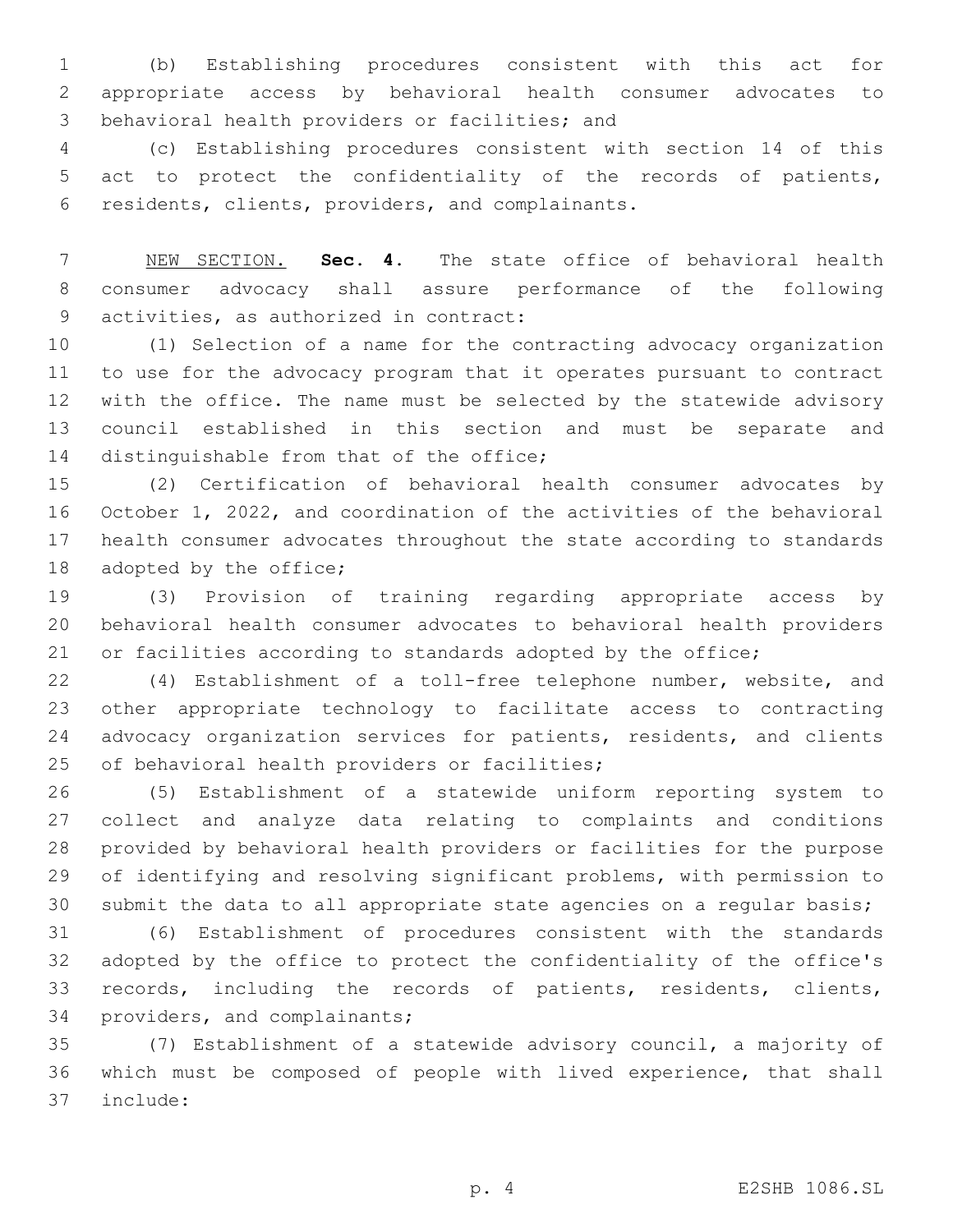(b) Establishing procedures consistent with this act for appropriate access by behavioral health consumer advocates to behavioral health providers or facilities; and

(c) Establishing procedures consistent with section 14 of this act to protect the confidentiality of the records of patients, residents, clients, providers, and complainants.

NEW SECTION. **Sec. 4.** The state office of behavioral health consumer advocacy shall assure performance of the following activities, as authorized in contract:

(1) Selection of a name for the contracting advocacy organization to use for the advocacy program that it operates pursuant to contract with the office. The name must be selected by the statewide advisory council established in this section and must be separate and distinguishable from that of the office;

(2) Certification of behavioral health consumer advocates by October 1, 2022, and coordination of the activities of the behavioral health consumer advocates throughout the state according to standards adopted by the office;

(3) Provision of training regarding appropriate access by behavioral health consumer advocates to behavioral health providers or facilities according to standards adopted by the office;

(4) Establishment of a toll-free telephone number, website, and other appropriate technology to facilitate access to contracting advocacy organization services for patients, residents, and clients of behavioral health providers or facilities;

(5) Establishment of a statewide uniform reporting system to collect and analyze data relating to complaints and conditions provided by behavioral health providers or facilities for the purpose of identifying and resolving significant problems, with permission to submit the data to all appropriate state agencies on a regular basis;

(6) Establishment of procedures consistent with the standards adopted by the office to protect the confidentiality of the office's records, including the records of patients, residents, clients, providers, and complainants;

(7) Establishment of a statewide advisory council, a majority of which must be composed of people with lived experience, that shall include: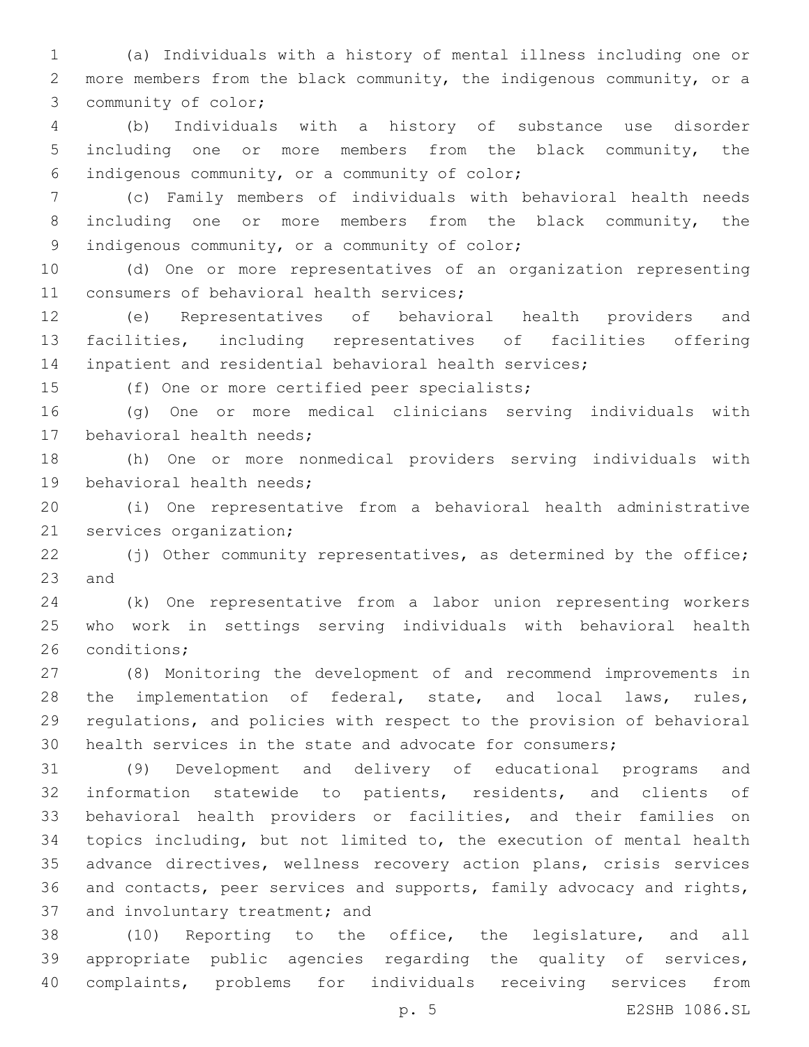(a) Individuals with a history of mental illness including one or more members from the black community, the indigenous community, or a community of color;

(b) Individuals with a history of substance use disorder including one or more members from the black community, the indigenous community, or a community of color;

(c) Family members of individuals with behavioral health needs including one or more members from the black community, the indigenous community, or a community of color;

(d) One or more representatives of an organization representing consumers of behavioral health services;

(e) Representatives of behavioral health providers and facilities, including representatives of facilities offering inpatient and residential behavioral health services;

(f) One or more certified peer specialists;

(g) One or more medical clinicians serving individuals with behavioral health needs;

(h) One or more nonmedical providers serving individuals with behavioral health needs;

(i) One representative from a behavioral health administrative services organization;

(j) Other community representatives, as determined by the office; and

(k) One representative from a labor union representing workers who work in settings serving individuals with behavioral health conditions;

(8) Monitoring the development of and recommend improvements in the implementation of federal, state, and local laws, rules, regulations, and policies with respect to the provision of behavioral health services in the state and advocate for consumers;

(9) Development and delivery of educational programs and information statewide to patients, residents, and clients of behavioral health providers or facilities, and their families on topics including, but not limited to, the execution of mental health advance directives, wellness recovery action plans, crisis services and contacts, peer services and supports, family advocacy and rights, and involuntary treatment; and

(10) Reporting to the office, the legislature, and all appropriate public agencies regarding the quality of services, complaints, problems for individuals receiving services from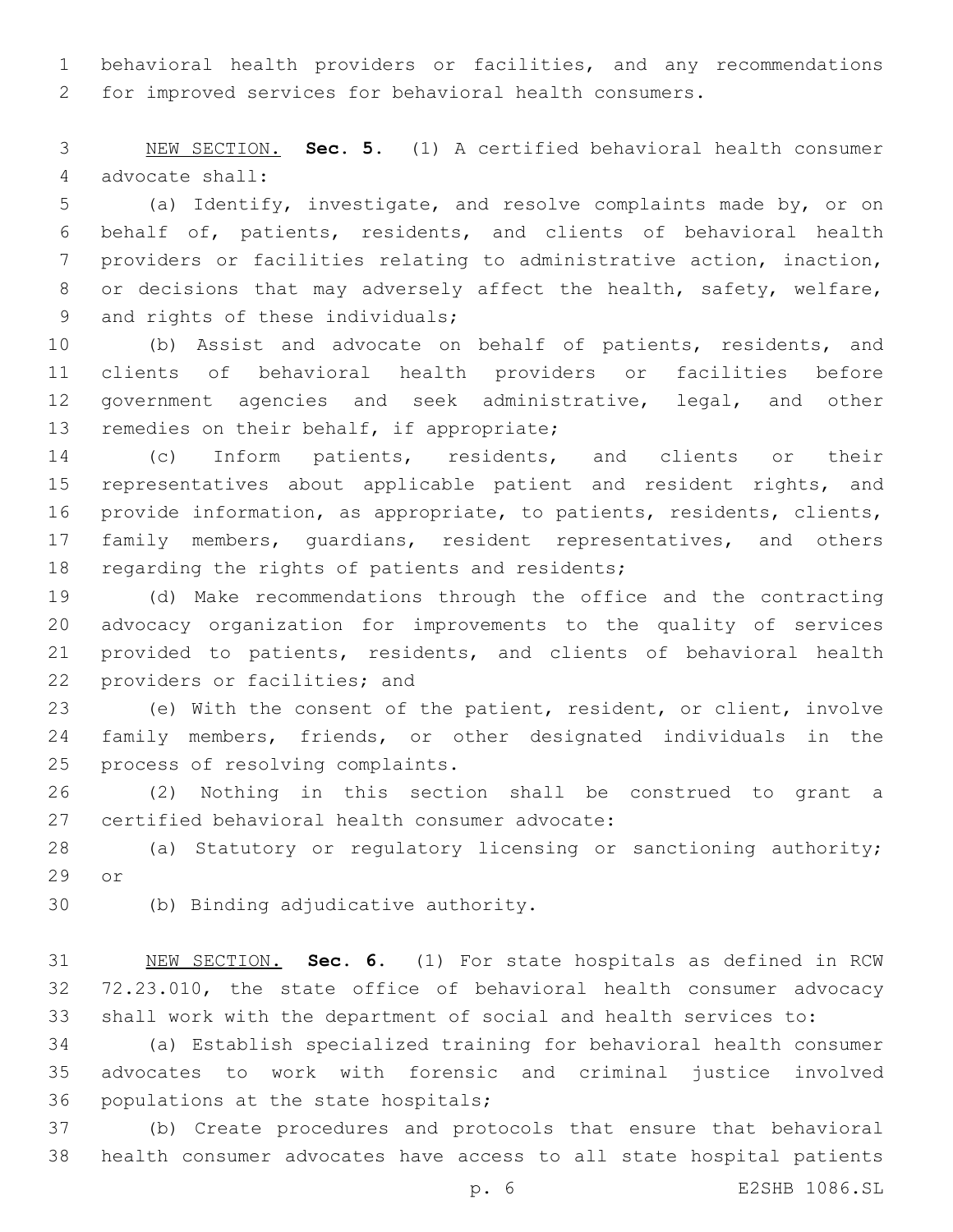behavioral health providers or facilities, and any recommendations for improved services for behavioral health consumers.

NEW SECTION. **Sec. 5.** (1) A certified behavioral health consumer advocate shall:

(a) Identify, investigate, and resolve complaints made by, or on behalf of, patients, residents, and clients of behavioral health providers or facilities relating to administrative action, inaction, or decisions that may adversely affect the health, safety, welfare, and rights of these individuals;

(b) Assist and advocate on behalf of patients, residents, and clients of behavioral health providers or facilities before government agencies and seek administrative, legal, and other remedies on their behalf, if appropriate;

(c) Inform patients, residents, and clients or their representatives about applicable patient and resident rights, and provide information, as appropriate, to patients, residents, clients, family members, guardians, resident representatives, and others regarding the rights of patients and residents;

(d) Make recommendations through the office and the contracting advocacy organization for improvements to the quality of services provided to patients, residents, and clients of behavioral health providers or facilities; and

(e) With the consent of the patient, resident, or client, involve family members, friends, or other designated individuals in the process of resolving complaints.

(2) Nothing in this section shall be construed to grant a certified behavioral health consumer advocate:

(a) Statutory or regulatory licensing or sanctioning authority; or

(b) Binding adjudicative authority.

NEW SECTION. **Sec. 6.** (1) For state hospitals as defined in RCW 72.23.010, the state office of behavioral health consumer advocacy shall work with the department of social and health services to:

(a) Establish specialized training for behavioral health consumer advocates to work with forensic and criminal justice involved populations at the state hospitals;

(b) Create procedures and protocols that ensure that behavioral health consumer advocates have access to all state hospital patients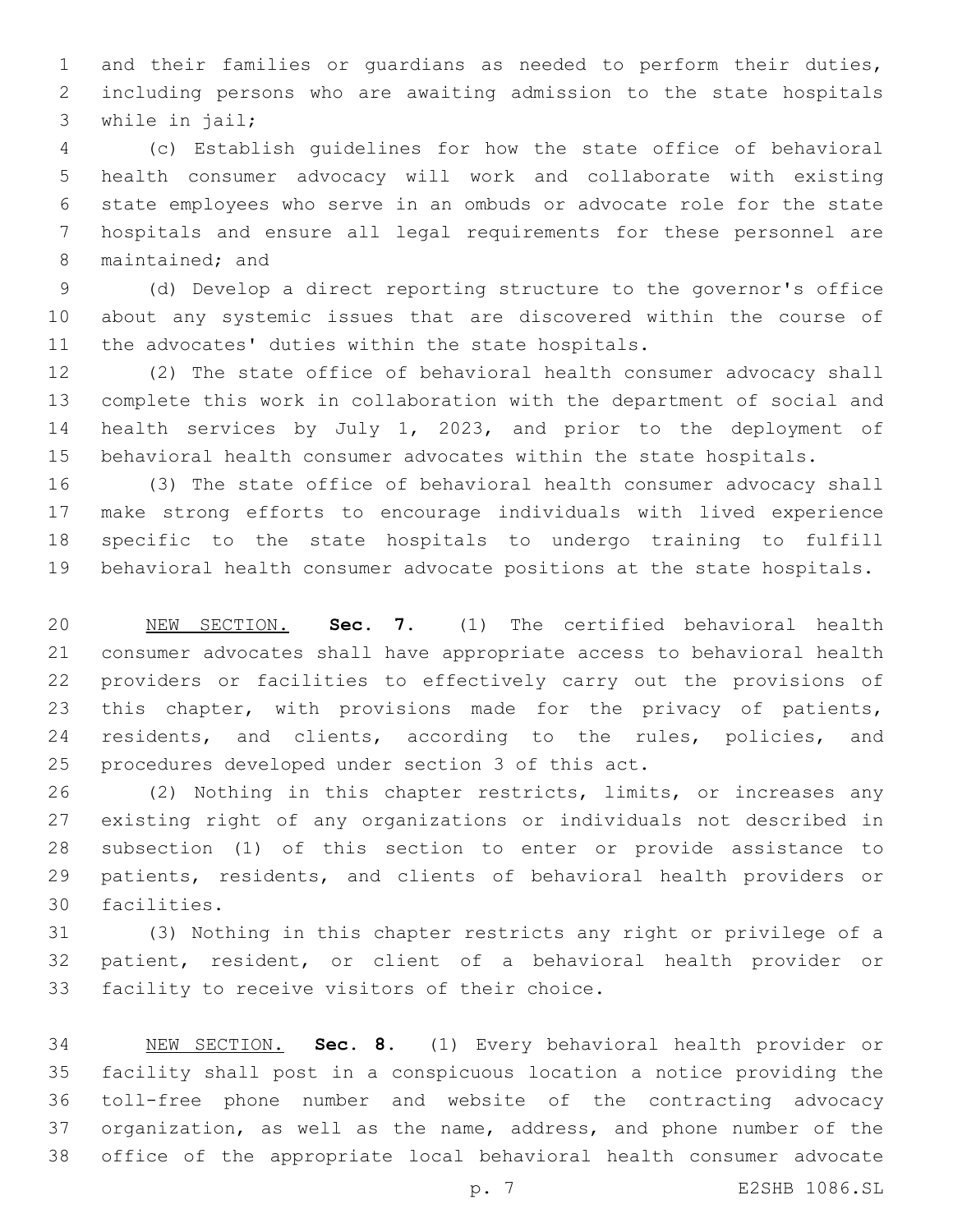and their families or guardians as needed to perform their duties, including persons who are awaiting admission to the state hospitals while in jail;

(c) Establish guidelines for how the state office of behavioral health consumer advocacy will work and collaborate with existing state employees who serve in an ombuds or advocate role for the state hospitals and ensure all legal requirements for these personnel are maintained; and

(d) Develop a direct reporting structure to the governor's office about any systemic issues that are discovered within the course of the advocates' duties within the state hospitals.

(2) The state office of behavioral health consumer advocacy shall complete this work in collaboration with the department of social and health services by July 1, 2023, and prior to the deployment of behavioral health consumer advocates within the state hospitals.

(3) The state office of behavioral health consumer advocacy shall make strong efforts to encourage individuals with lived experience specific to the state hospitals to undergo training to fulfill behavioral health consumer advocate positions at the state hospitals.

NEW SECTION. **Sec. 7.** (1) The certified behavioral health consumer advocates shall have appropriate access to behavioral health providers or facilities to effectively carry out the provisions of this chapter, with provisions made for the privacy of patients, residents, and clients, according to the rules, policies, and procedures developed under section 3 of this act.

(2) Nothing in this chapter restricts, limits, or increases any existing right of any organizations or individuals not described in subsection (1) of this section to enter or provide assistance to patients, residents, and clients of behavioral health providers or facilities.

(3) Nothing in this chapter restricts any right or privilege of a patient, resident, or client of a behavioral health provider or facility to receive visitors of their choice.

NEW SECTION. **Sec. 8.** (1) Every behavioral health provider or facility shall post in a conspicuous location a notice providing the toll-free phone number and website of the contracting advocacy organization, as well as the name, address, and phone number of the office of the appropriate local behavioral health consumer advocate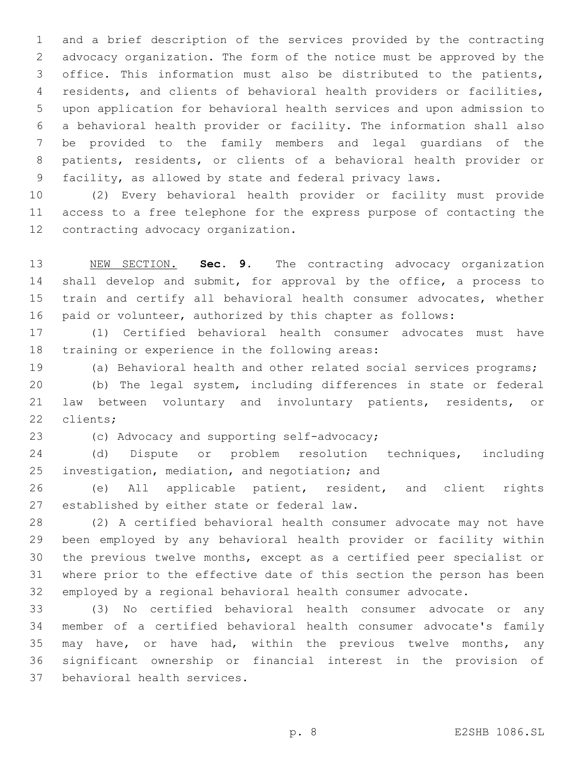and a brief description of the services provided by the contracting advocacy organization. The form of the notice must be approved by the office. This information must also be distributed to the patients, residents, and clients of behavioral health providers or facilities, upon application for behavioral health services and upon admission to a behavioral health provider or facility. The information shall also be provided to the family members and legal guardians of the patients, residents, or clients of a behavioral health provider or facility, as allowed by state and federal privacy laws.

(2) Every behavioral health provider or facility must provide access to a free telephone for the express purpose of contacting the contracting advocacy organization.

NEW SECTION. **Sec. 9.** The contracting advocacy organization shall develop and submit, for approval by the office, a process to train and certify all behavioral health consumer advocates, whether paid or volunteer, authorized by this chapter as follows:

(1) Certified behavioral health consumer advocates must have training or experience in the following areas:

(a) Behavioral health and other related social services programs;

(b) The legal system, including differences in state or federal law between voluntary and involuntary patients, residents, or clients;

(c) Advocacy and supporting self-advocacy;

(d) Dispute or problem resolution techniques, including investigation, mediation, and negotiation; and

(e) All applicable patient, resident, and client rights established by either state or federal law.

(2) A certified behavioral health consumer advocate may not have been employed by any behavioral health provider or facility within the previous twelve months, except as a certified peer specialist or where prior to the effective date of this section the person has been employed by a regional behavioral health consumer advocate.

(3) No certified behavioral health consumer advocate or any member of a certified behavioral health consumer advocate's family may have, or have had, within the previous twelve months, any significant ownership or financial interest in the provision of behavioral health services.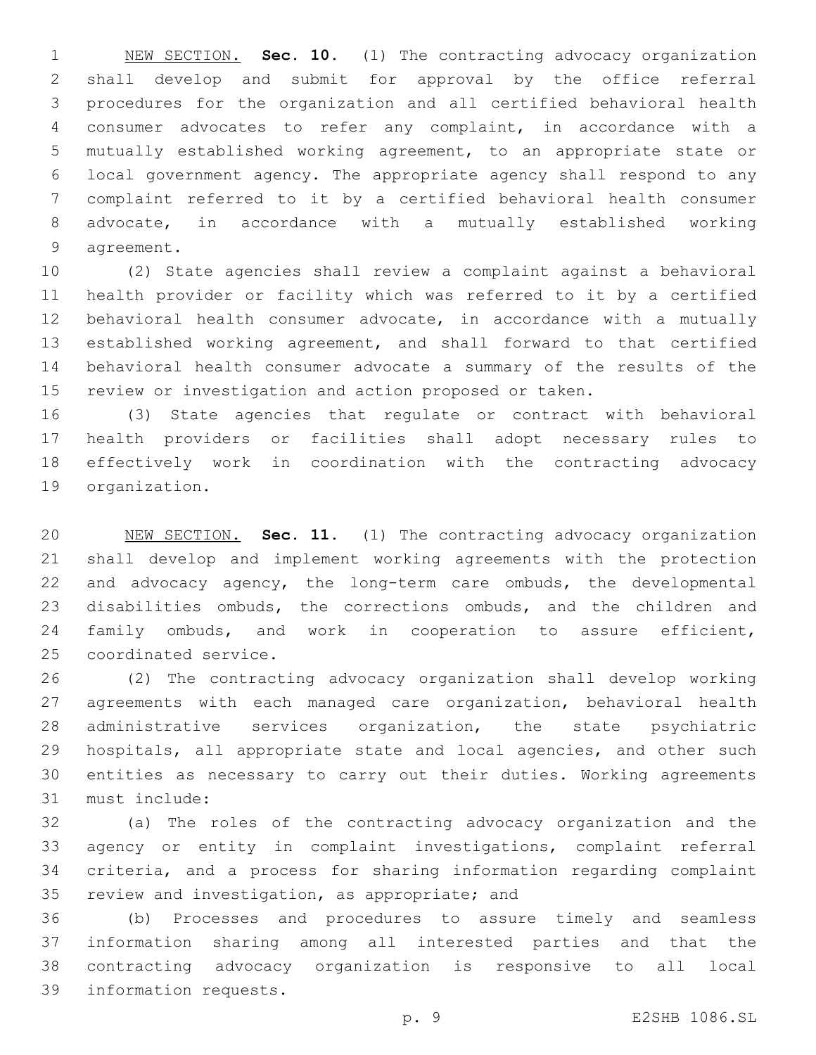NEW SECTION. **Sec. 10.** (1) The contracting advocacy organization shall develop and submit for approval by the office referral procedures for the organization and all certified behavioral health consumer advocates to refer any complaint, in accordance with a mutually established working agreement, to an appropriate state or local government agency. The appropriate agency shall respond to any complaint referred to it by a certified behavioral health consumer advocate, in accordance with a mutually established working agreement.

(2) State agencies shall review a complaint against a behavioral health provider or facility which was referred to it by a certified behavioral health consumer advocate, in accordance with a mutually established working agreement, and shall forward to that certified behavioral health consumer advocate a summary of the results of the review or investigation and action proposed or taken.

(3) State agencies that regulate or contract with behavioral health providers or facilities shall adopt necessary rules to effectively work in coordination with the contracting advocacy organization.

NEW SECTION. **Sec. 11.** (1) The contracting advocacy organization shall develop and implement working agreements with the protection and advocacy agency, the long-term care ombuds, the developmental disabilities ombuds, the corrections ombuds, and the children and family ombuds, and work in cooperation to assure efficient, coordinated service.

(2) The contracting advocacy organization shall develop working agreements with each managed care organization, behavioral health administrative services organization, the state psychiatric hospitals, all appropriate state and local agencies, and other such entities as necessary to carry out their duties. Working agreements must include:

(a) The roles of the contracting advocacy organization and the agency or entity in complaint investigations, complaint referral criteria, and a process for sharing information regarding complaint review and investigation, as appropriate; and

(b) Processes and procedures to assure timely and seamless information sharing among all interested parties and that the contracting advocacy organization is responsive to all local information requests.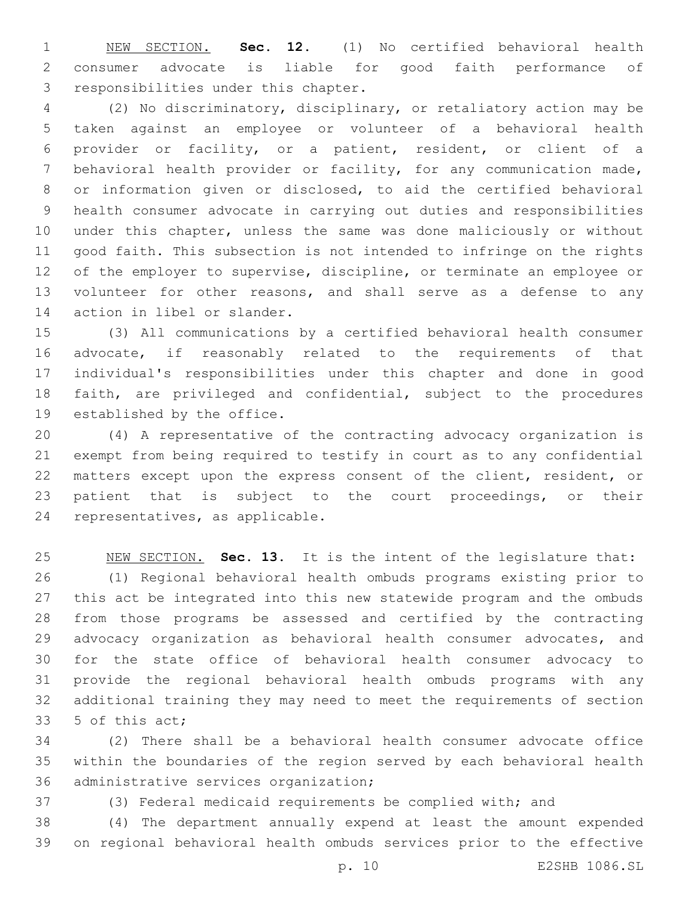NEW SECTION. **Sec. 12.** (1) No certified behavioral health consumer advocate is liable for good faith performance of responsibilities under this chapter.

(2) No discriminatory, disciplinary, or retaliatory action may be taken against an employee or volunteer of a behavioral health provider or facility, or a patient, resident, or client of a behavioral health provider or facility, for any communication made, or information given or disclosed, to aid the certified behavioral health consumer advocate in carrying out duties and responsibilities under this chapter, unless the same was done maliciously or without good faith. This subsection is not intended to infringe on the rights of the employer to supervise, discipline, or terminate an employee or volunteer for other reasons, and shall serve as a defense to any action in libel or slander.

(3) All communications by a certified behavioral health consumer advocate, if reasonably related to the requirements of that individual's responsibilities under this chapter and done in good faith, are privileged and confidential, subject to the procedures established by the office.

(4) A representative of the contracting advocacy organization is exempt from being required to testify in court as to any confidential matters except upon the express consent of the client, resident, or patient that is subject to the court proceedings, or their representatives, as applicable.

NEW SECTION. **Sec. 13.** It is the intent of the legislature that:

(1) Regional behavioral health ombuds programs existing prior to this act be integrated into this new statewide program and the ombuds from those programs be assessed and certified by the contracting advocacy organization as behavioral health consumer advocates, and for the state office of behavioral health consumer advocacy to provide the regional behavioral health ombuds programs with any additional training they may need to meet the requirements of section 5 of this act;

(2) There shall be a behavioral health consumer advocate office within the boundaries of the region served by each behavioral health administrative services organization;

(3) Federal medicaid requirements be complied with; and

(4) The department annually expend at least the amount expended on regional behavioral health ombuds services prior to the effective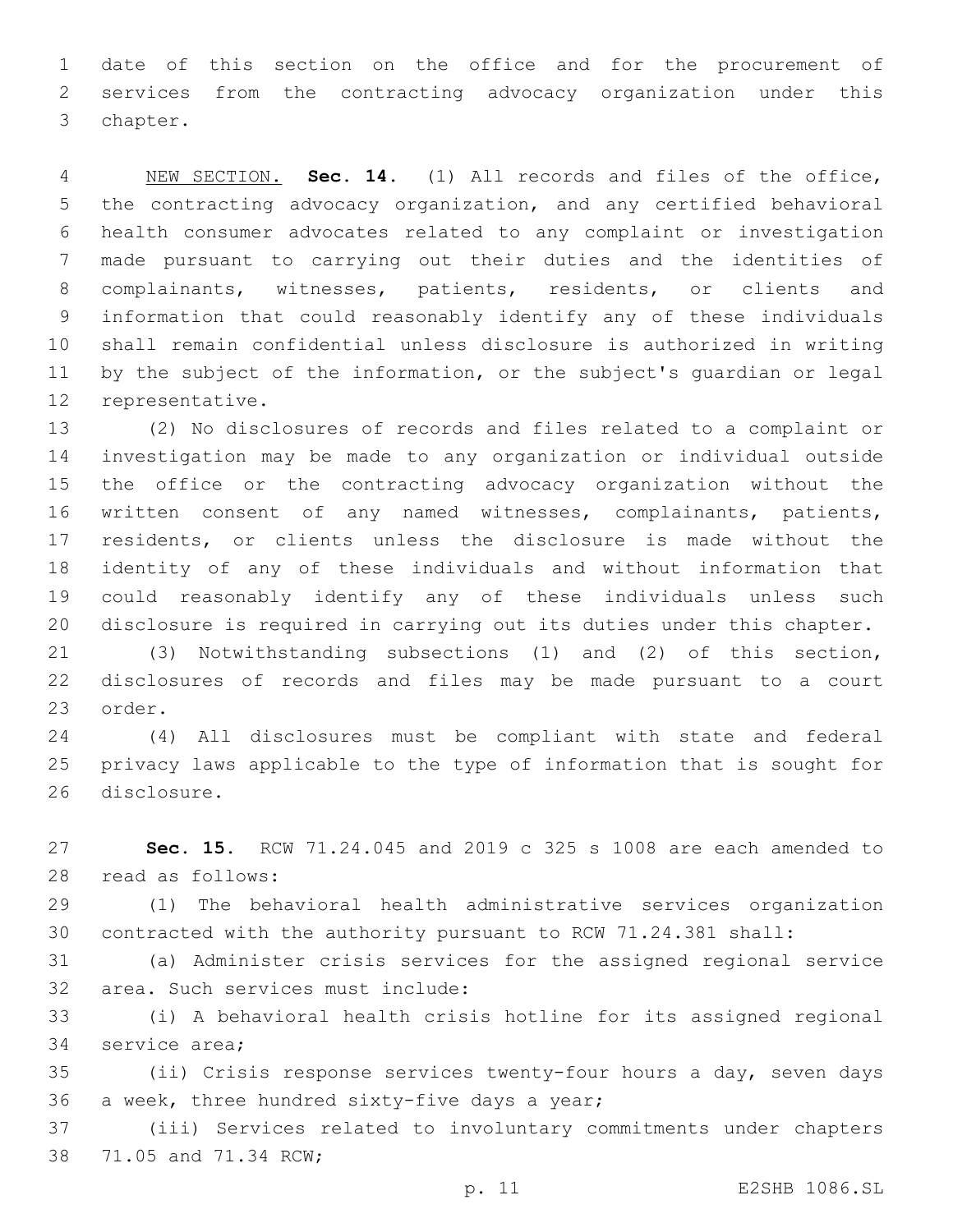date of this section on the office and for the procurement of services from the contracting advocacy organization under this chapter.

NEW SECTION. **Sec. 14.** (1) All records and files of the office, the contracting advocacy organization, and any certified behavioral health consumer advocates related to any complaint or investigation made pursuant to carrying out their duties and the identities of complainants, witnesses, patients, residents, or clients and information that could reasonably identify any of these individuals shall remain confidential unless disclosure is authorized in writing by the subject of the information, or the subject's guardian or legal representative.

(2) No disclosures of records and files related to a complaint or investigation may be made to any organization or individual outside the office or the contracting advocacy organization without the written consent of any named witnesses, complainants, patients, residents, or clients unless the disclosure is made without the identity of any of these individuals and without information that could reasonably identify any of these individuals unless such disclosure is required in carrying out its duties under this chapter.

(3) Notwithstanding subsections (1) and (2) of this section, disclosures of records and files may be made pursuant to a court order.

(4) All disclosures must be compliant with state and federal privacy laws applicable to the type of information that is sought for disclosure.

**Sec. 15.** RCW 71.24.045 and 2019 c 325 s 1008 are each amended to read as follows:

(1) The behavioral health administrative services organization contracted with the authority pursuant to RCW 71.24.381 shall:

(a) Administer crisis services for the assigned regional service area. Such services must include:

(i) A behavioral health crisis hotline for its assigned regional service area;

(ii) Crisis response services twenty-four hours a day, seven days a week, three hundred sixty-five days a year;

(iii) Services related to involuntary commitments under chapters 71.05 and 71.34 RCW;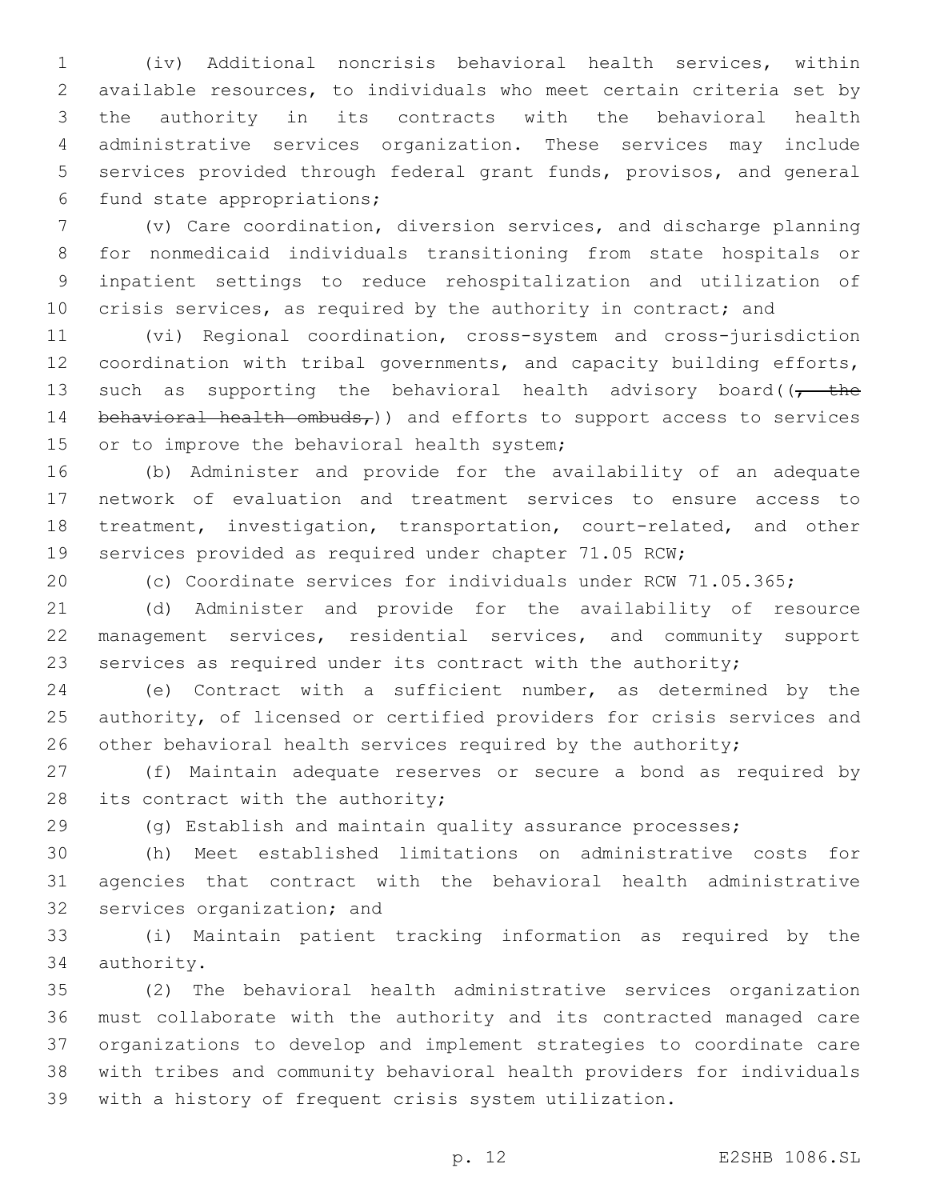(iv) Additional noncrisis behavioral health services, within available resources, to individuals who meet certain criteria set by the authority in its contracts with the behavioral health administrative services organization. These services may include services provided through federal grant funds, provisos, and general fund state appropriations;

(v) Care coordination, diversion services, and discharge planning for nonmedicaid individuals transitioning from state hospitals or inpatient settings to reduce rehospitalization and utilization of crisis services, as required by the authority in contract; and

(vi) Regional coordination, cross-system and cross-jurisdiction coordination with tribal governments, and capacity building efforts, such as supporting the behavioral health advisory board((~~, the behavioral health ombuds,~~)) and efforts to support access to services or to improve the behavioral health system;

(b) Administer and provide for the availability of an adequate network of evaluation and treatment services to ensure access to treatment, investigation, transportation, court-related, and other services provided as required under chapter 71.05 RCW;

(c) Coordinate services for individuals under RCW 71.05.365;

(d) Administer and provide for the availability of resource management services, residential services, and community support services as required under its contract with the authority;

(e) Contract with a sufficient number, as determined by the authority, of licensed or certified providers for crisis services and other behavioral health services required by the authority;

(f) Maintain adequate reserves or secure a bond as required by its contract with the authority;

(g) Establish and maintain quality assurance processes;

(h) Meet established limitations on administrative costs for agencies that contract with the behavioral health administrative services organization; and

(i) Maintain patient tracking information as required by the authority.

(2) The behavioral health administrative services organization must collaborate with the authority and its contracted managed care organizations to develop and implement strategies to coordinate care with tribes and community behavioral health providers for individuals with a history of frequent crisis system utilization.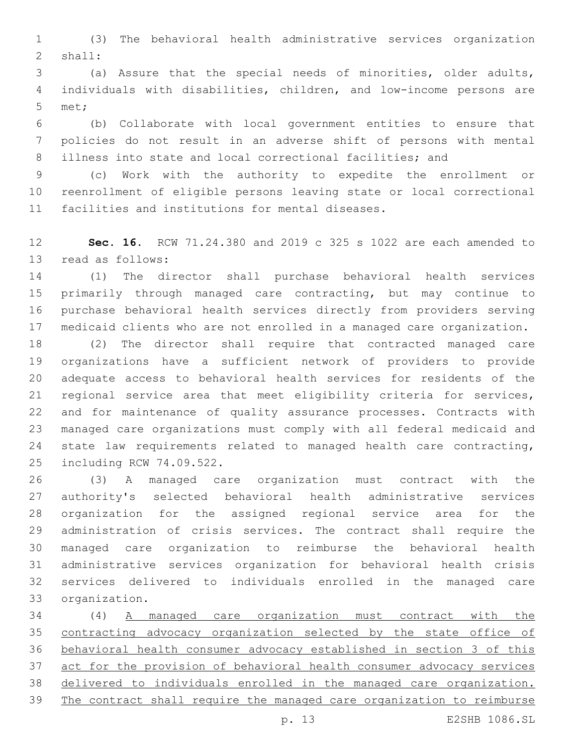(3) The behavioral health administrative services organization shall:

(a) Assure that the special needs of minorities, older adults, individuals with disabilities, children, and low-income persons are met;

(b) Collaborate with local government entities to ensure that policies do not result in an adverse shift of persons with mental illness into state and local correctional facilities; and

(c) Work with the authority to expedite the enrollment or reenrollment of eligible persons leaving state or local correctional facilities and institutions for mental diseases.

**Sec. 16.** RCW 71.24.380 and 2019 c 325 s 1022 are each amended to read as follows:

(1) The director shall purchase behavioral health services primarily through managed care contracting, but may continue to purchase behavioral health services directly from providers serving medicaid clients who are not enrolled in a managed care organization.

(2) The director shall require that contracted managed care organizations have a sufficient network of providers to provide adequate access to behavioral health services for residents of the regional service area that meet eligibility criteria for services, and for maintenance of quality assurance processes. Contracts with managed care organizations must comply with all federal medicaid and state law requirements related to managed health care contracting, including RCW 74.09.522.

(3) A managed care organization must contract with the authority's selected behavioral health administrative services organization for the assigned regional service area for the administration of crisis services. The contract shall require the managed care organization to reimburse the behavioral health administrative services organization for behavioral health crisis services delivered to individuals enrolled in the managed care organization.

(4) <u>A managed care organization must contract with the contracting advocacy organization selected by the state office of behavioral health consumer advocacy established in section 3 of this act for the provision of behavioral health consumer advocacy services delivered to individuals enrolled in the managed care organization. The contract shall require the managed care organization to reimburse</u>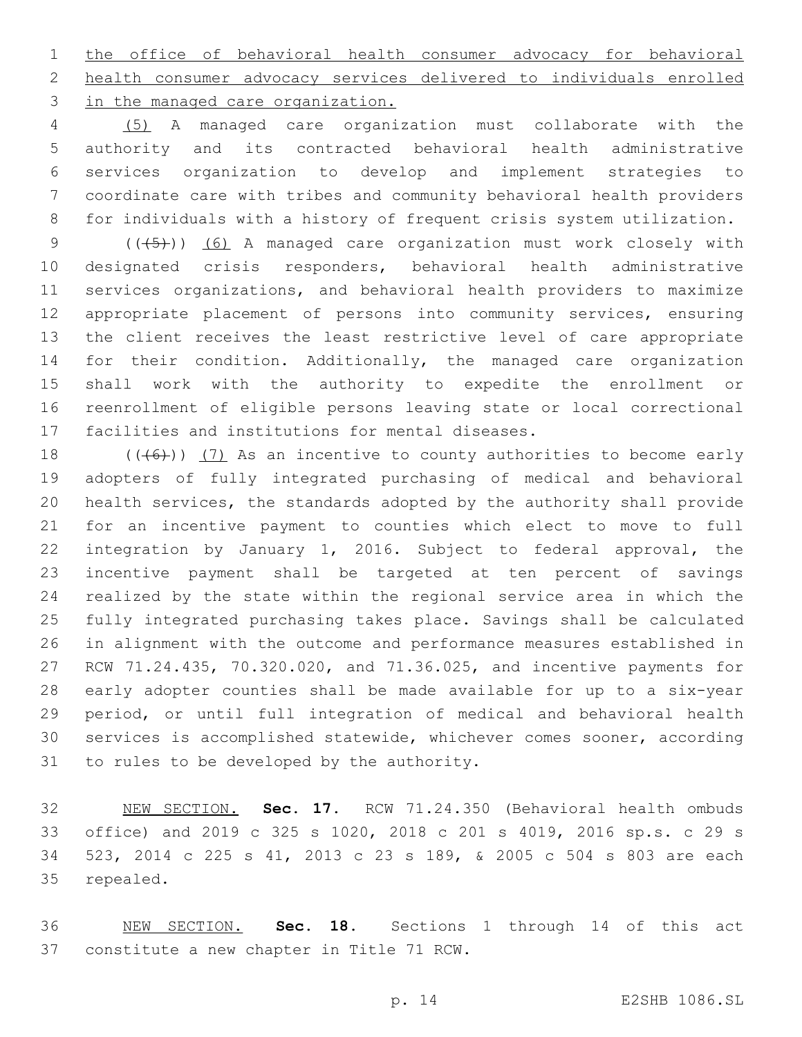the office of behavioral health consumer advocacy for behavioral health consumer advocacy services delivered to individuals enrolled in the managed care organization.

(5) A managed care organization must collaborate with the authority and its contracted behavioral health administrative services organization to develop and implement strategies to coordinate care with tribes and community behavioral health providers for individuals with a history of frequent crisis system utilization.

(((5))) (6) A managed care organization must work closely with designated crisis responders, behavioral health administrative services organizations, and behavioral health providers to maximize appropriate placement of persons into community services, ensuring the client receives the least restrictive level of care appropriate for their condition. Additionally, the managed care organization shall work with the authority to expedite the enrollment or reenrollment of eligible persons leaving state or local correctional facilities and institutions for mental diseases.

(((6))) (7) As an incentive to county authorities to become early adopters of fully integrated purchasing of medical and behavioral health services, the standards adopted by the authority shall provide for an incentive payment to counties which elect to move to full integration by January 1, 2016. Subject to federal approval, the incentive payment shall be targeted at ten percent of savings realized by the state within the regional service area in which the fully integrated purchasing takes place. Savings shall be calculated in alignment with the outcome and performance measures established in RCW 71.24.435, 70.320.020, and 71.36.025, and incentive payments for early adopter counties shall be made available for up to a six-year period, or until full integration of medical and behavioral health services is accomplished statewide, whichever comes sooner, according to rules to be developed by the authority.

NEW SECTION. **Sec. 17.** RCW 71.24.350 (Behavioral health ombuds office) and 2019 c 325 s 1020, 2018 c 201 s 4019, 2016 sp.s. c 29 s 523, 2014 c 225 s 41, 2013 c 23 s 189, & 2005 c 504 s 803 are each repealed.

NEW SECTION. **Sec. 18.** Sections 1 through 14 of this act constitute a new chapter in Title 71 RCW.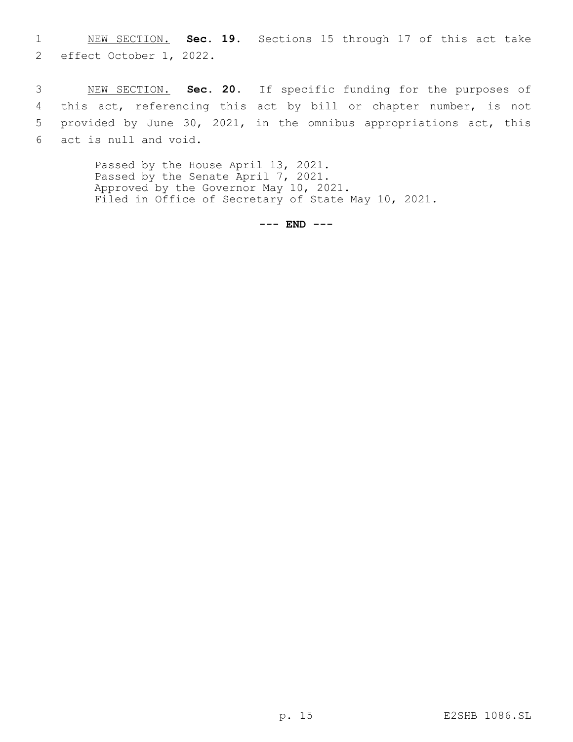NEW SECTION. **Sec. 19.** Sections 15 through 17 of this act take effect October 1, 2022.

NEW SECTION. **Sec. 20.** If specific funding for the purposes of this act, referencing this act by bill or chapter number, is not provided by June 30, 2021, in the omnibus appropriations act, this act is null and void.

Passed by the House April 13, 2021.
Passed by the Senate April 7, 2021.
Approved by the Governor May 10, 2021.
Filed in Office of Secretary of State May 10, 2021.

**--- END ---**